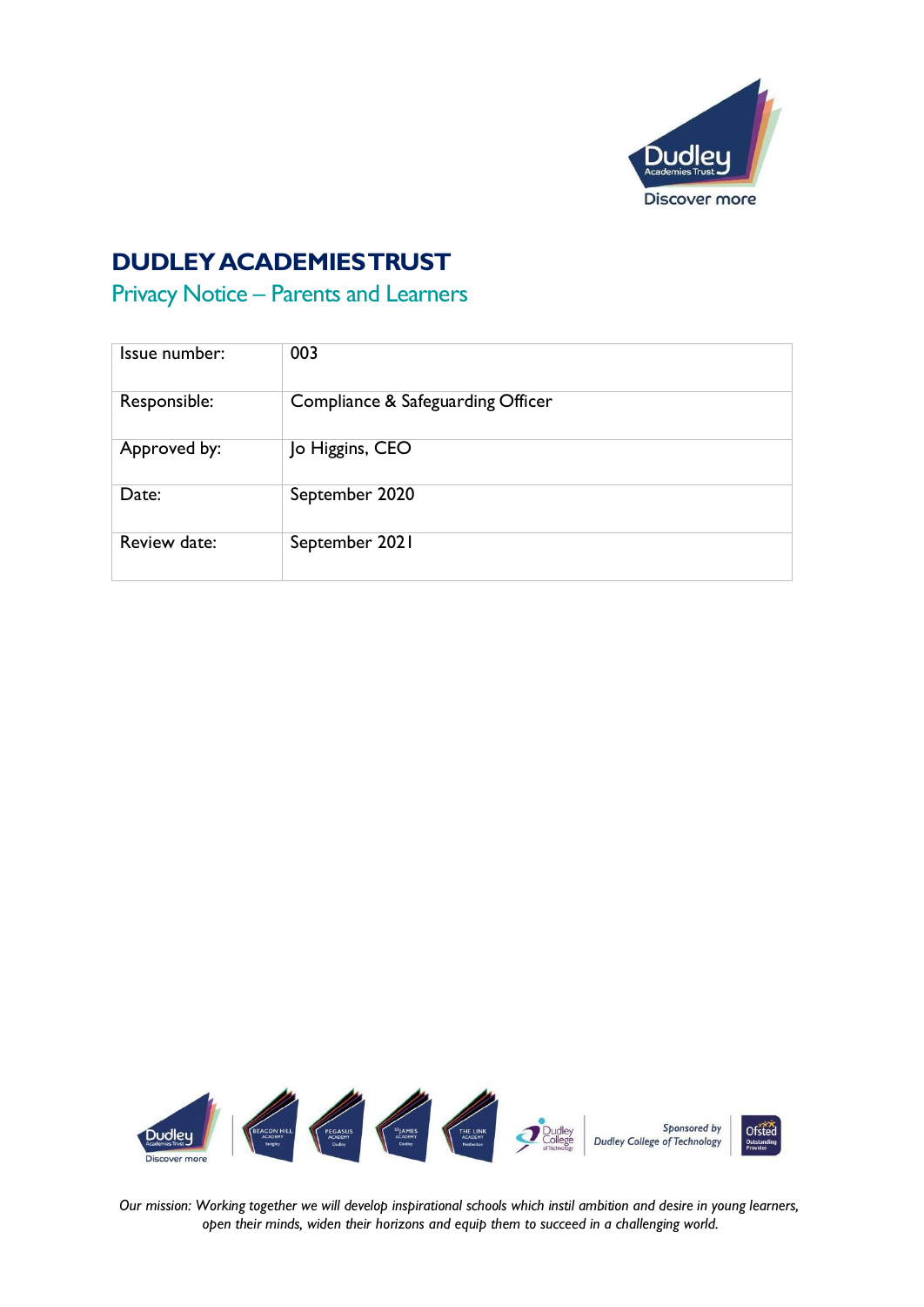# DUDLEY ACADEMIES TRUST

## Privacy Notice – Parents and Learners

| | |
|---|---|
| Issue number: | 003 |
| Responsible: | Compliance & Safeguarding Officer |
| Approved by: | Jo Higgins, CEO |
| Date: | September 2020 |
| Review date: | September 2021 |

*Our mission: Working together we will develop inspirational schools which instil ambition and desire in young learners, open their minds, widen their horizons and equip them to succeed in a challenging world.*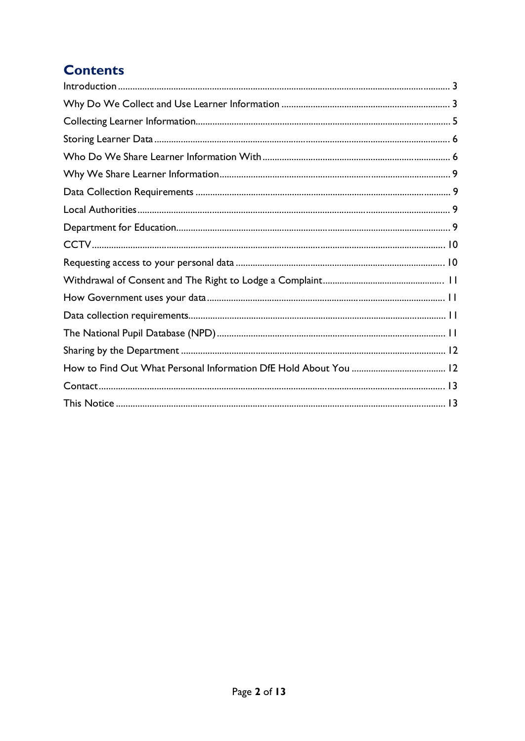## Contents

Introduction ........................................................................................................................ 3

Why Do We Collect and Use Learner Information ..................................................................... 3

Collecting Learner Information........................................................................................... 5

Storing Learner Data ......................................................................................................... 6

Who Do We Share Learner Information With ............................................................................ 6

Why We Share Learner Information.............................................................................................. 9

Data Collection Requirements ........................................................................................ 9

Local Authorities.................................................................................................................. 9

Department for Education................................................................................................ 9

CCTV.................................................................................................................................. 10

Requesting access to your personal data ..................................................................................... 10

Withdrawal of Consent and The Right to Lodge a Complaint.................................................. 11

How Government uses your data................................................................................. 11

Data collection requirements........................................................................................... 11

The National Pupil Database (NPD) ............................................................................ 11

Sharing by the Department ............................................................................................ 12

How to Find Out What Personal Information DfE Hold About You ....................................... 12

Contact.............................................................................................................................. 13

This Notice ....................................................................................................................... 13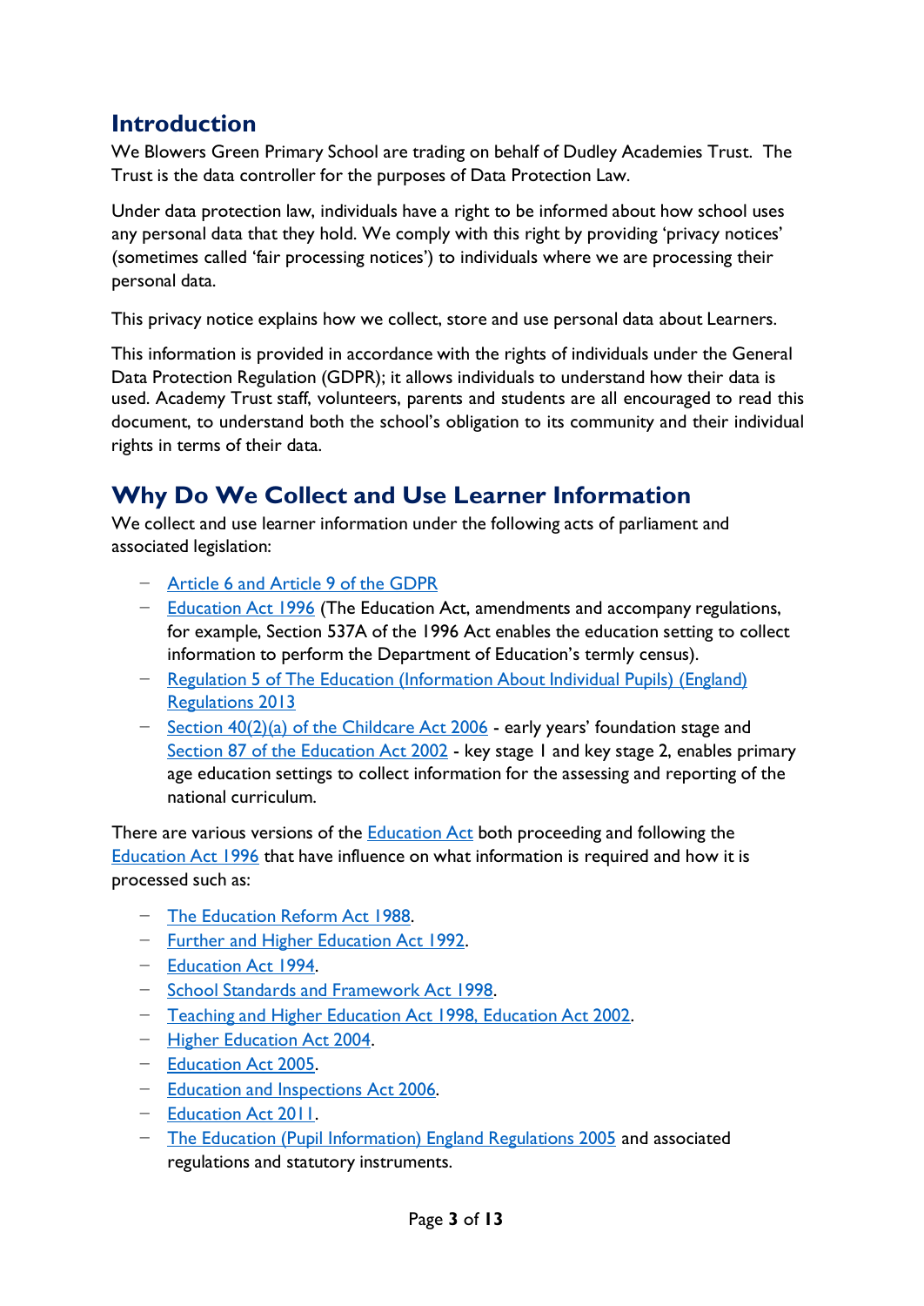## Introduction

We Blowers Green Primary School are trading on behalf of Dudley Academies Trust. The Trust is the data controller for the purposes of Data Protection Law.

Under data protection law, individuals have a right to be informed about how school uses any personal data that they hold. We comply with this right by providing 'privacy notices' (sometimes called 'fair processing notices') to individuals where we are processing their personal data.

This privacy notice explains how we collect, store and use personal data about Learners.

This information is provided in accordance with the rights of individuals under the General Data Protection Regulation (GDPR); it allows individuals to understand how their data is used. Academy Trust staff, volunteers, parents and students are all encouraged to read this document, to understand both the school's obligation to its community and their individual rights in terms of their data.

## Why Do We Collect and Use Learner Information

We collect and use learner information under the following acts of parliament and associated legislation:

- Article 6 and Article 9 of the GDPR
- Education Act 1996 (The Education Act, amendments and accompany regulations, for example, Section 537A of the 1996 Act enables the education setting to collect information to perform the Department of Education's termly census).
- Regulation 5 of The Education (Information About Individual Pupils) (England) Regulations 2013
- Section 40(2)(a) of the Childcare Act 2006 - early years' foundation stage and Section 87 of the Education Act 2002 - key stage 1 and key stage 2, enables primary age education settings to collect information for the assessing and reporting of the national curriculum.

There are various versions of the Education Act both proceeding and following the Education Act 1996 that have influence on what information is required and how it is processed such as:

- The Education Reform Act 1988.
- Further and Higher Education Act 1992.
- Education Act 1994.
- School Standards and Framework Act 1998.
- Teaching and Higher Education Act 1998, Education Act 2002.
- Higher Education Act 2004.
- Education Act 2005.
- Education and Inspections Act 2006.
- Education Act 2011.
- The Education (Pupil Information) England Regulations 2005 and associated regulations and statutory instruments.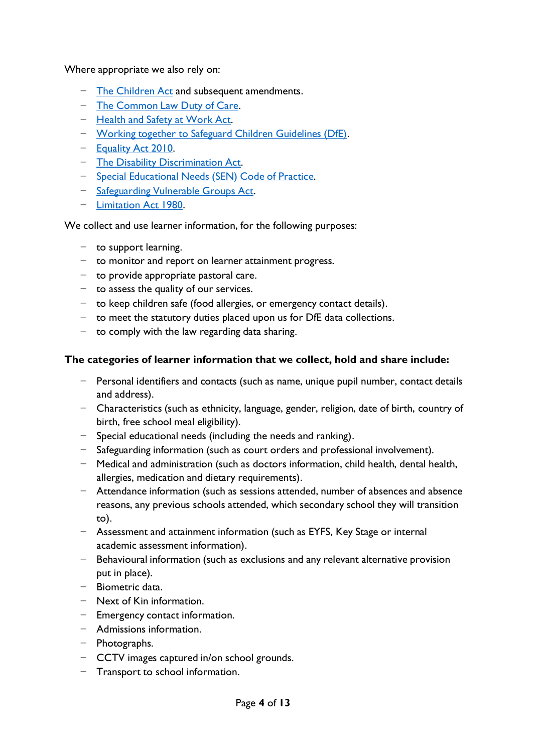Where appropriate we also rely on:

- The Children Act and subsequent amendments.
- The Common Law Duty of Care.
- Health and Safety at Work Act.
- Working together to Safeguard Children Guidelines (DfE).
- Equality Act 2010.
- The Disability Discrimination Act.
- Special Educational Needs (SEN) Code of Practice.
- Safeguarding Vulnerable Groups Act.
- Limitation Act 1980.

We collect and use learner information, for the following purposes:

- to support learning.
- to monitor and report on learner attainment progress.
- to provide appropriate pastoral care.
- to assess the quality of our services.
- to keep children safe (food allergies, or emergency contact details).
- to meet the statutory duties placed upon us for DfE data collections.
- to comply with the law regarding data sharing.

**The categories of learner information that we collect, hold and share include:**

- Personal identifiers and contacts (such as name, unique pupil number, contact details and address).
- Characteristics (such as ethnicity, language, gender, religion, date of birth, country of birth, free school meal eligibility).
- Special educational needs (including the needs and ranking).
- Safeguarding information (such as court orders and professional involvement).
- Medical and administration (such as doctors information, child health, dental health, allergies, medication and dietary requirements).
- Attendance information (such as sessions attended, number of absences and absence reasons, any previous schools attended, which secondary school they will transition to).
- Assessment and attainment information (such as EYFS, Key Stage or internal academic assessment information).
- Behavioural information (such as exclusions and any relevant alternative provision put in place).
- Biometric data.
- Next of Kin information.
- Emergency contact information.
- Admissions information.
- Photographs.
- CCTV images captured in/on school grounds.
- Transport to school information.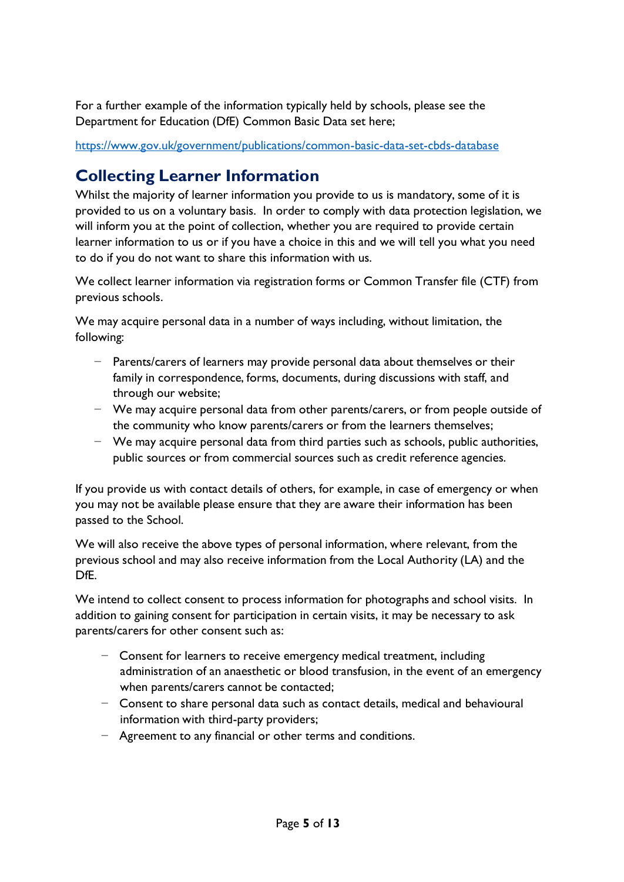For a further example of the information typically held by schools, please see the Department for Education (DfE) Common Basic Data set here;

[https://www.gov.uk/government/publications/common-basic-data-set-cbds-database](https://www.gov.uk/government/publications/common-basic-data-set-cbds-database)

## Collecting Learner Information

Whilst the majority of learner information you provide to us is mandatory, some of it is provided to us on a voluntary basis. In order to comply with data protection legislation, we will inform you at the point of collection, whether you are required to provide certain learner information to us or if you have a choice in this and we will tell you what you need to do if you do not want to share this information with us.

We collect learner information via registration forms or Common Transfer file (CTF) from previous schools.

We may acquire personal data in a number of ways including, without limitation, the following:

- Parents/carers of learners may provide personal data about themselves or their family in correspondence, forms, documents, during discussions with staff, and through our website;
- We may acquire personal data from other parents/carers, or from people outside of the community who know parents/carers or from the learners themselves;
- We may acquire personal data from third parties such as schools, public authorities, public sources or from commercial sources such as credit reference agencies.

If you provide us with contact details of others, for example, in case of emergency or when you may not be available please ensure that they are aware their information has been passed to the School.

We will also receive the above types of personal information, where relevant, from the previous school and may also receive information from the Local Authority (LA) and the DfE.

We intend to collect consent to process information for photographs and school visits. In addition to gaining consent for participation in certain visits, it may be necessary to ask parents/carers for other consent such as:

- Consent for learners to receive emergency medical treatment, including administration of an anaesthetic or blood transfusion, in the event of an emergency when parents/carers cannot be contacted;
- Consent to share personal data such as contact details, medical and behavioural information with third-party providers;
- Agreement to any financial or other terms and conditions.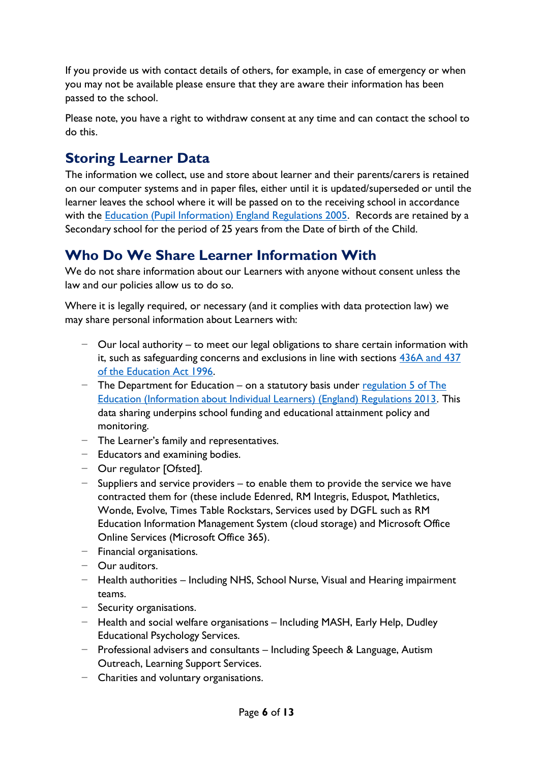If you provide us with contact details of others, for example, in case of emergency or when you may not be available please ensure that they are aware their information has been passed to the school.

Please note, you have a right to withdraw consent at any time and can contact the school to do this.

## Storing Learner Data

The information we collect, use and store about learner and their parents/carers is retained on our computer systems and in paper files, either until it is updated/superseded or until the learner leaves the school where it will be passed on to the receiving school in accordance with the Education (Pupil Information) England Regulations 2005. Records are retained by a Secondary school for the period of 25 years from the Date of birth of the Child.

## Who Do We Share Learner Information With

We do not share information about our Learners with anyone without consent unless the law and our policies allow us to do so.

Where it is legally required, or necessary (and it complies with data protection law) we may share personal information about Learners with:

- Our local authority – to meet our legal obligations to share certain information with it, such as safeguarding concerns and exclusions in line with sections 436A and 437 of the Education Act 1996.
- The Department for Education – on a statutory basis under regulation 5 of The Education (Information about Individual Learners) (England) Regulations 2013. This data sharing underpins school funding and educational attainment policy and monitoring.
- The Learner's family and representatives.
- Educators and examining bodies.
- Our regulator [Ofsted].
- Suppliers and service providers – to enable them to provide the service we have contracted them for (these include Edenred, RM Integris, Eduspot, Mathletics, Wonde, Evolve, Times Table Rockstars, Services used by DGFL such as RM Education Information Management System (cloud storage) and Microsoft Office Online Services (Microsoft Office 365).
- Financial organisations.
- Our auditors.
- Health authorities – Including NHS, School Nurse, Visual and Hearing impairment teams.
- Security organisations.
- Health and social welfare organisations – Including MASH, Early Help, Dudley Educational Psychology Services.
- Professional advisers and consultants – Including Speech & Language, Autism Outreach, Learning Support Services.
- Charities and voluntary organisations.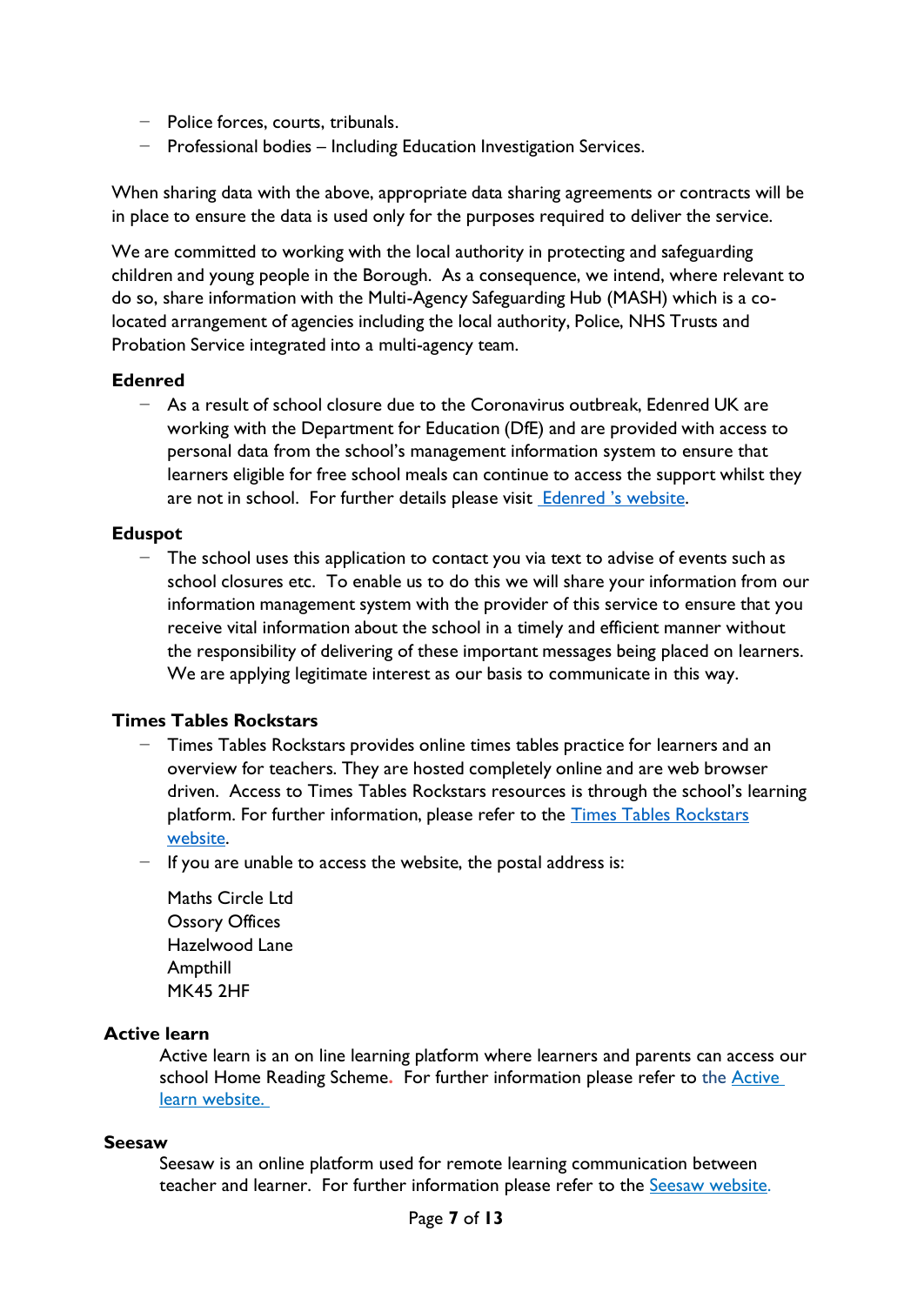- Police forces, courts, tribunals.
- Professional bodies – Including Education Investigation Services.

When sharing data with the above, appropriate data sharing agreements or contracts will be in place to ensure the data is used only for the purposes required to deliver the service.

We are committed to working with the local authority in protecting and safeguarding children and young people in the Borough. As a consequence, we intend, where relevant to do so, share information with the Multi-Agency Safeguarding Hub (MASH) which is a co-located arrangement of agencies including the local authority, Police, NHS Trusts and Probation Service integrated into a multi-agency team.

**Edenred**

- As a result of school closure due to the Coronavirus outbreak, Edenred UK are working with the Department for Education (DfE) and are provided with access to personal data from the school's management information system to ensure that learners eligible for free school meals can continue to access the support whilst they are not in school. For further details please visit Edenred 's website.

**Eduspot**

- The school uses this application to contact you via text to advise of events such as school closures etc. To enable us to do this we will share your information from our information management system with the provider of this service to ensure that you receive vital information about the school in a timely and efficient manner without the responsibility of delivering of these important messages being placed on learners. We are applying legitimate interest as our basis to communicate in this way.

**Times Tables Rockstars**

- Times Tables Rockstars provides online times tables practice for learners and an overview for teachers. They are hosted completely online and are web browser driven. Access to Times Tables Rockstars resources is through the school's learning platform. For further information, please refer to the Times Tables Rockstars website.
- If you are unable to access the website, the postal address is:

  Maths Circle Ltd
  Ossory Offices
  Hazelwood Lane
  Ampthill
  MK45 2HF

**Active learn**

Active learn is an on line learning platform where learners and parents can access our school Home Reading Scheme. For further information please refer to the Active learn website.

**Seesaw**

Seesaw is an online platform used for remote learning communication between teacher and learner. For further information please refer to the Seesaw website.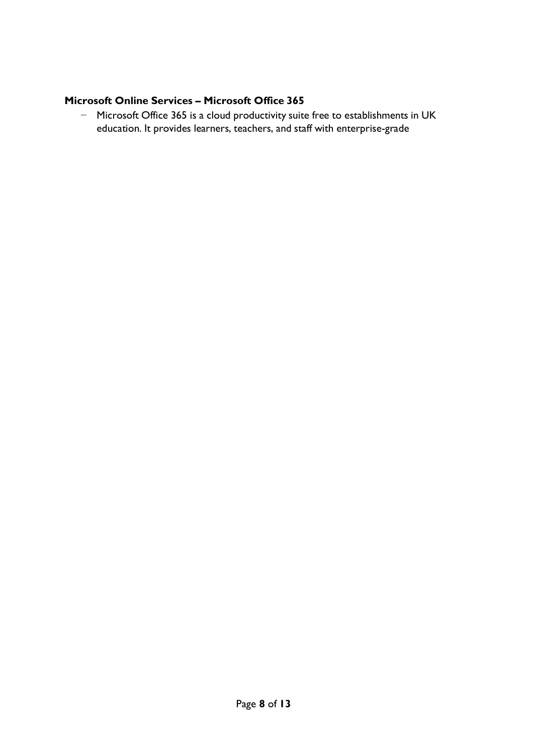**Microsoft Online Services – Microsoft Office 365**

- Microsoft Office 365 is a cloud productivity suite free to establishments in UK education. It provides learners, teachers, and staff with enterprise-grade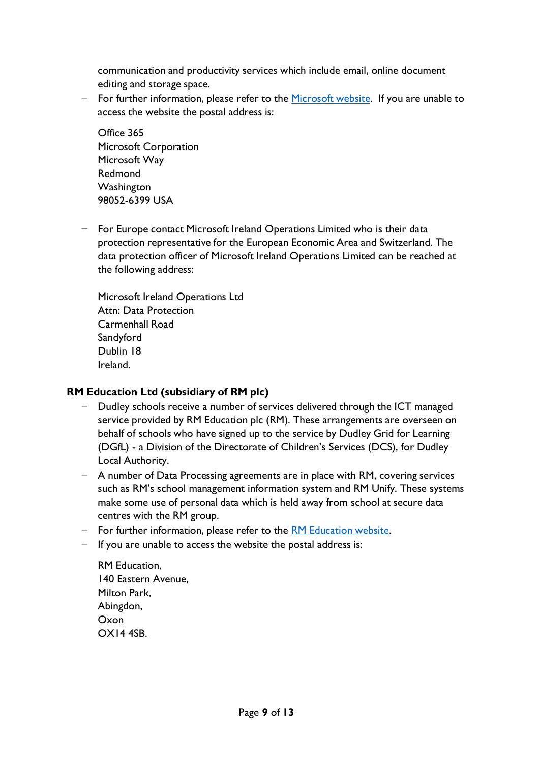communication and productivity services which include email, online document editing and storage space.

- For further information, please refer to the [Microsoft website](). If you are unable to access the website the postal address is:

  Office 365
  Microsoft Corporation
  Microsoft Way
  Redmond
  Washington
  98052-6399 USA

- For Europe contact Microsoft Ireland Operations Limited who is their data protection representative for the European Economic Area and Switzerland. The data protection officer of Microsoft Ireland Operations Limited can be reached at the following address:

  Microsoft Ireland Operations Ltd
  Attn: Data Protection
  Carmenhall Road
  Sandyford
  Dublin 18
  Ireland.

**RM Education Ltd (subsidiary of RM plc)**

- Dudley schools receive a number of services delivered through the ICT managed service provided by RM Education plc (RM). These arrangements are overseen on behalf of schools who have signed up to the service by Dudley Grid for Learning (DGfL) - a Division of the Directorate of Children's Services (DCS), for Dudley Local Authority.
- A number of Data Processing agreements are in place with RM, covering services such as RM's school management information system and RM Unify. These systems make some use of personal data which is held away from school at secure data centres with the RM group.
- For further information, please refer to the [RM Education website]().
- If you are unable to access the website the postal address is:

  RM Education,
  140 Eastern Avenue,
  Milton Park,
  Abingdon,
  Oxon
  OX14 4SB.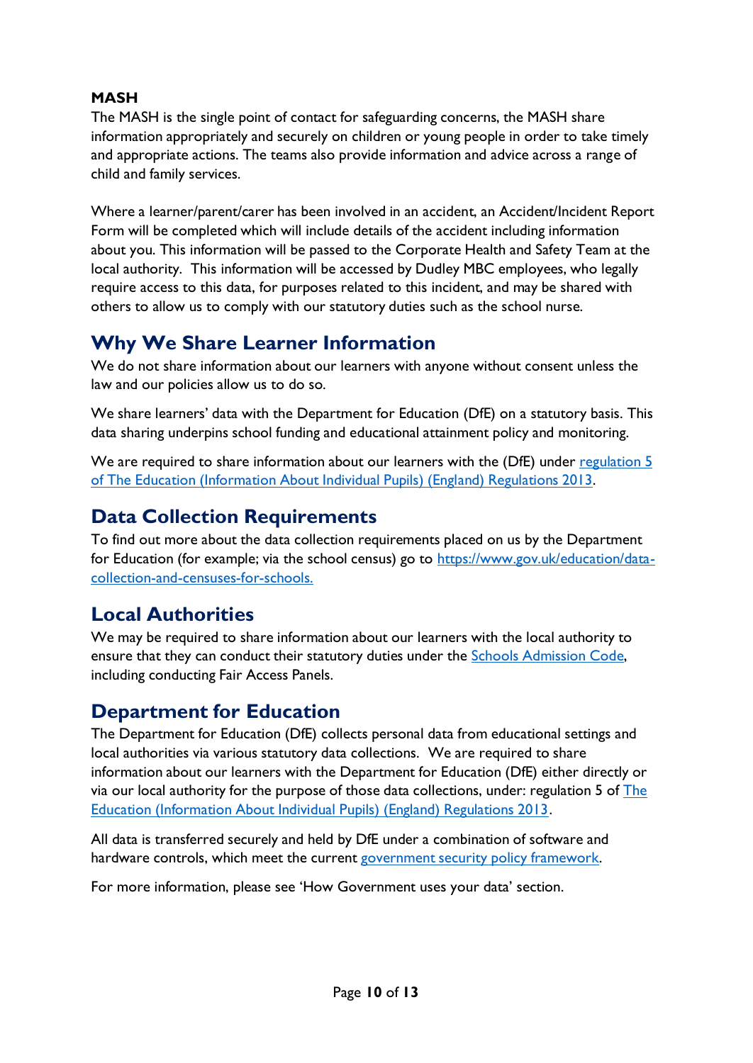**MASH**

The MASH is the single point of contact for safeguarding concerns, the MASH share information appropriately and securely on children or young people in order to take timely and appropriate actions. The teams also provide information and advice across a range of child and family services.

Where a learner/parent/carer has been involved in an accident, an Accident/Incident Report Form will be completed which will include details of the accident including information about you. This information will be passed to the Corporate Health and Safety Team at the local authority. This information will be accessed by Dudley MBC employees, who legally require access to this data, for purposes related to this incident, and may be shared with others to allow us to comply with our statutory duties such as the school nurse.

## Why We Share Learner Information

We do not share information about our learners with anyone without consent unless the law and our policies allow us to do so.

We share learners' data with the Department for Education (DfE) on a statutory basis. This data sharing underpins school funding and educational attainment policy and monitoring.

We are required to share information about our learners with the (DfE) under [regulation 5 of The Education (Information About Individual Pupils) (England) Regulations 2013](regulation 5 of The Education (Information About Individual Pupils) (England) Regulations 2013).

## Data Collection Requirements

To find out more about the data collection requirements placed on us by the Department for Education (for example; via the school census) go to [https://www.gov.uk/education/data-collection-and-censuses-for-schools.](https://www.gov.uk/education/data-collection-and-censuses-for-schools)

## Local Authorities

We may be required to share information about our learners with the local authority to ensure that they can conduct their statutory duties under the [Schools Admission Code](Schools Admission Code), including conducting Fair Access Panels.

## Department for Education

The Department for Education (DfE) collects personal data from educational settings and local authorities via various statutory data collections. We are required to share information about our learners with the Department for Education (DfE) either directly or via our local authority for the purpose of those data collections, under: regulation 5 of [The Education (Information About Individual Pupils) (England) Regulations 2013](The Education (Information About Individual Pupils) (England) Regulations 2013).

All data is transferred securely and held by DfE under a combination of software and hardware controls, which meet the current [government security policy framework](government security policy framework).

For more information, please see 'How Government uses your data' section.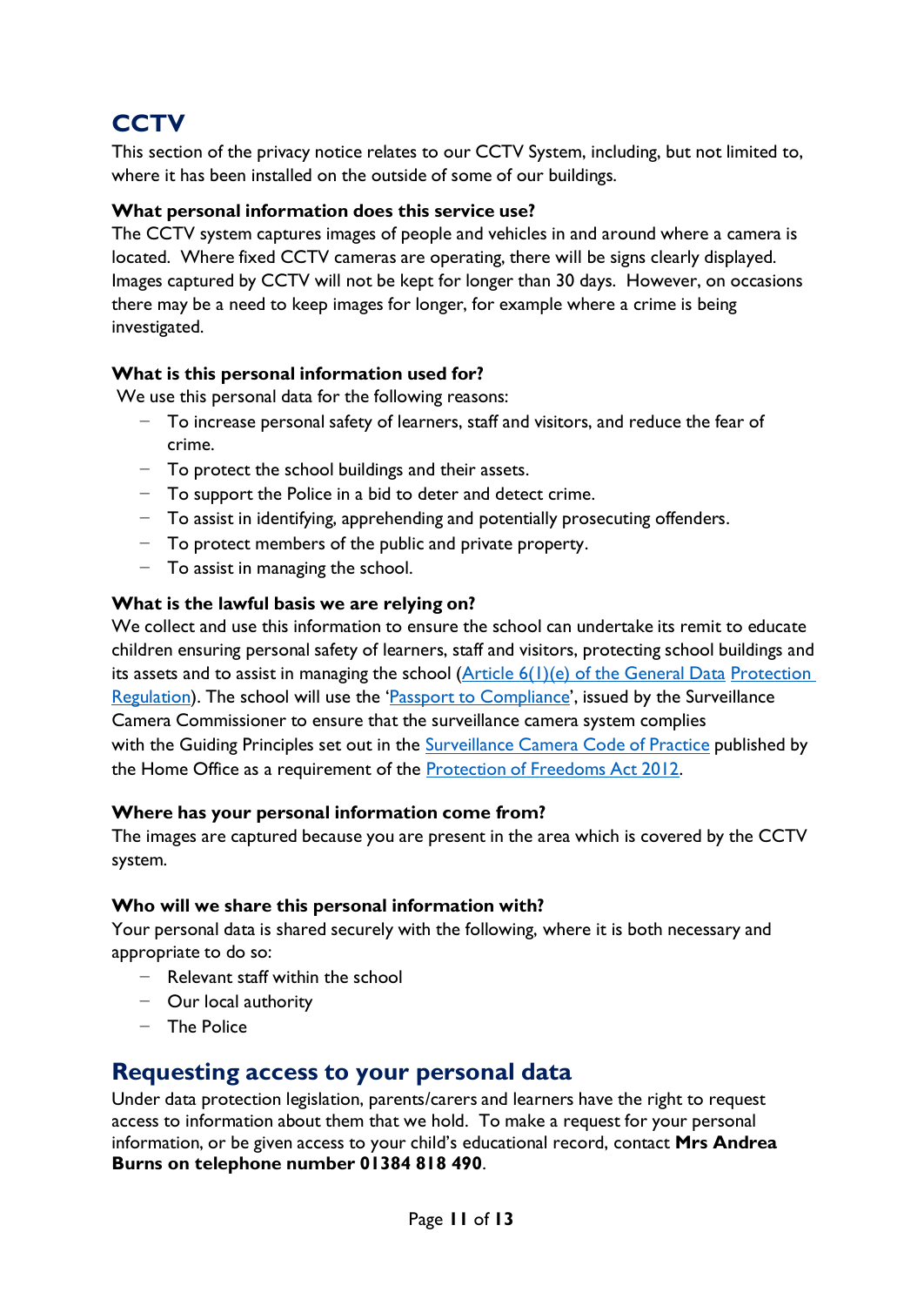## CCTV

This section of the privacy notice relates to our CCTV System, including, but not limited to, where it has been installed on the outside of some of our buildings.

### What personal information does this service use?

The CCTV system captures images of people and vehicles in and around where a camera is located. Where fixed CCTV cameras are operating, there will be signs clearly displayed. Images captured by CCTV will not be kept for longer than 30 days. However, on occasions there may be a need to keep images for longer, for example where a crime is being investigated.

### What is this personal information used for?

We use this personal data for the following reasons:

- To increase personal safety of learners, staff and visitors, and reduce the fear of crime.
- To protect the school buildings and their assets.
- To support the Police in a bid to deter and detect crime.
- To assist in identifying, apprehending and potentially prosecuting offenders.
- To protect members of the public and private property.
- To assist in managing the school.

### What is the lawful basis we are relying on?

We collect and use this information to ensure the school can undertake its remit to educate children ensuring personal safety of learners, staff and visitors, protecting school buildings and its assets and to assist in managing the school (Article 6(1)(e) of the General Data Protection Regulation). The school will use the 'Passport to Compliance', issued by the Surveillance Camera Commissioner to ensure that the surveillance camera system complies with the Guiding Principles set out in the Surveillance Camera Code of Practice published by the Home Office as a requirement of the Protection of Freedoms Act 2012.

### Where has your personal information come from?

The images are captured because you are present in the area which is covered by the CCTV system.

### Who will we share this personal information with?

Your personal data is shared securely with the following, where it is both necessary and appropriate to do so:

- Relevant staff within the school
- Our local authority
- The Police

## Requesting access to your personal data

Under data protection legislation, parents/carers and learners have the right to request access to information about them that we hold. To make a request for your personal information, or be given access to your child's educational record, contact **Mrs Andrea Burns on telephone number 01384 818 490**.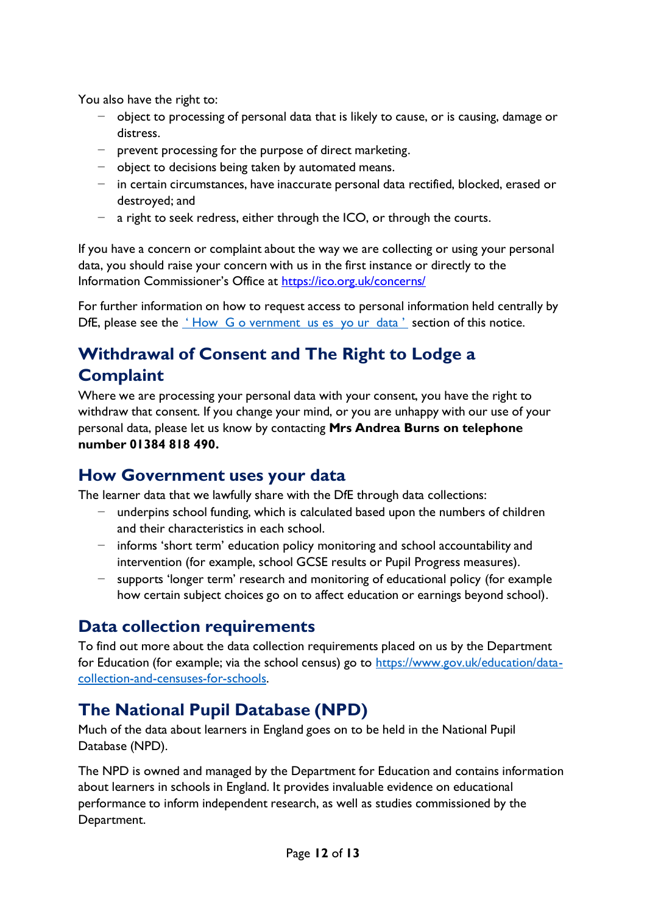You also have the right to:

- object to processing of personal data that is likely to cause, or is causing, damage or distress.
- prevent processing for the purpose of direct marketing.
- object to decisions being taken by automated means.
- in certain circumstances, have inaccurate personal data rectified, blocked, erased or destroyed; and
- a right to seek redress, either through the ICO, or through the courts.

If you have a concern or complaint about the way we are collecting or using your personal data, you should raise your concern with us in the first instance or directly to the Information Commissioner's Office at https://ico.org.uk/concerns/

For further information on how to request access to personal information held centrally by DfE, please see the 'How Government uses your data' section of this notice.

## Withdrawal of Consent and The Right to Lodge a Complaint

Where we are processing your personal data with your consent, you have the right to withdraw that consent. If you change your mind, or you are unhappy with our use of your personal data, please let us know by contacting **Mrs Andrea Burns on telephone number 01384 818 490.**

## How Government uses your data

The learner data that we lawfully share with the DfE through data collections:

- underpins school funding, which is calculated based upon the numbers of children and their characteristics in each school.
- informs 'short term' education policy monitoring and school accountability and intervention (for example, school GCSE results or Pupil Progress measures).
- supports 'longer term' research and monitoring of educational policy (for example how certain subject choices go on to affect education or earnings beyond school).

## Data collection requirements

To find out more about the data collection requirements placed on us by the Department for Education (for example; via the school census) go to https://www.gov.uk/education/data-collection-and-censuses-for-schools.

## The National Pupil Database (NPD)

Much of the data about learners in England goes on to be held in the National Pupil Database (NPD).

The NPD is owned and managed by the Department for Education and contains information about learners in schools in England. It provides invaluable evidence on educational performance to inform independent research, as well as studies commissioned by the Department.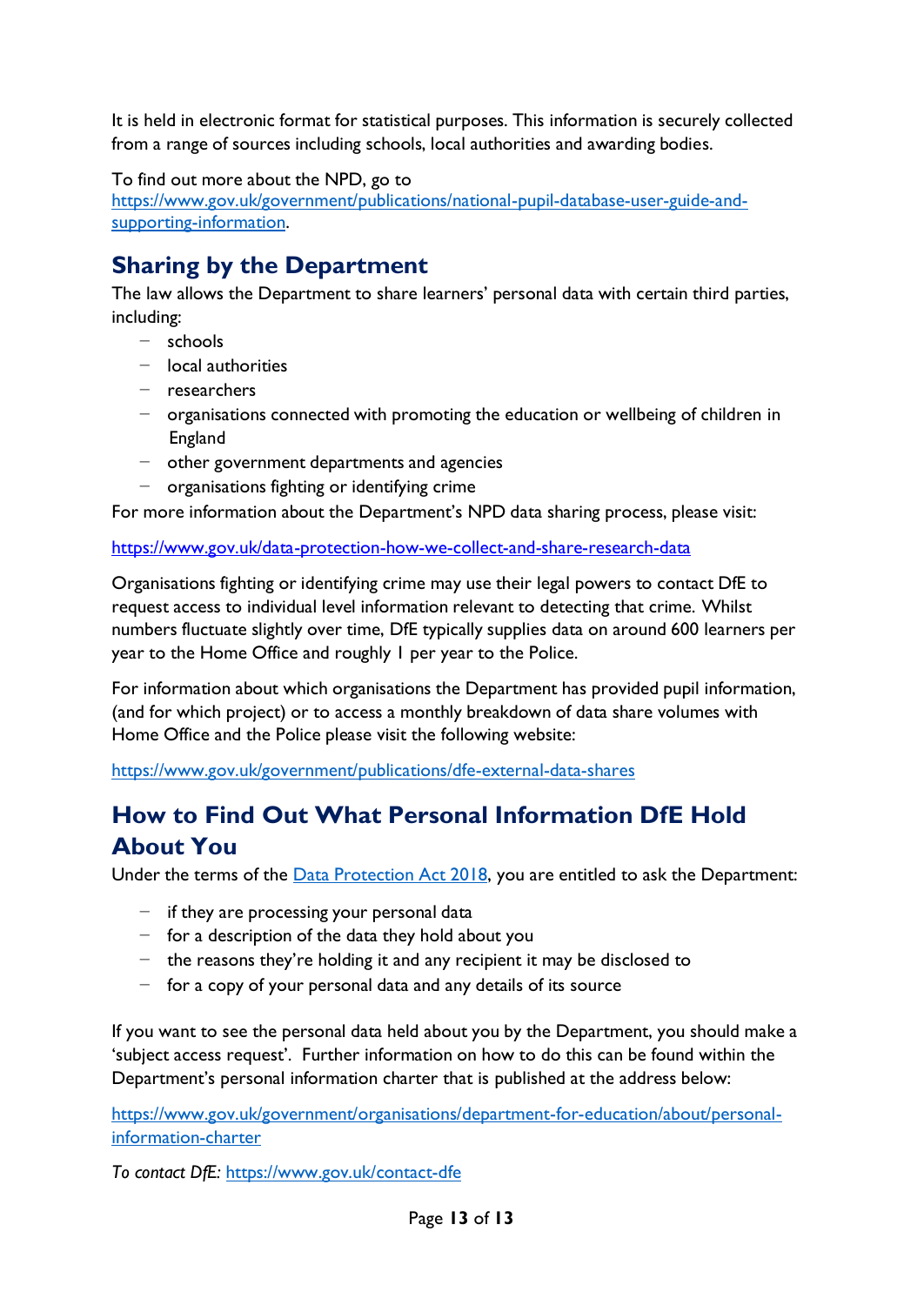It is held in electronic format for statistical purposes. This information is securely collected from a range of sources including schools, local authorities and awarding bodies.

To find out more about the NPD, go to
[https://www.gov.uk/government/publications/national-pupil-database-user-guide-and-supporting-information](https://www.gov.uk/government/publications/national-pupil-database-user-guide-and-supporting-information).

## Sharing by the Department

The law allows the Department to share learners' personal data with certain third parties, including:

- schools
- local authorities
- researchers
- organisations connected with promoting the education or wellbeing of children in England
- other government departments and agencies
- organisations fighting or identifying crime

For more information about the Department's NPD data sharing process, please visit:

[https://www.gov.uk/data-protection-how-we-collect-and-share-research-data](https://www.gov.uk/data-protection-how-we-collect-and-share-research-data)

Organisations fighting or identifying crime may use their legal powers to contact DfE to request access to individual level information relevant to detecting that crime. Whilst numbers fluctuate slightly over time, DfE typically supplies data on around 600 learners per year to the Home Office and roughly 1 per year to the Police.

For information about which organisations the Department has provided pupil information, (and for which project) or to access a monthly breakdown of data share volumes with Home Office and the Police please visit the following website:

[https://www.gov.uk/government/publications/dfe-external-data-shares](https://www.gov.uk/government/publications/dfe-external-data-shares)

## How to Find Out What Personal Information DfE Hold About You

Under the terms of the [Data Protection Act 2018](), you are entitled to ask the Department:

- if they are processing your personal data
- for a description of the data they hold about you
- the reasons they're holding it and any recipient it may be disclosed to
- for a copy of your personal data and any details of its source

If you want to see the personal data held about you by the Department, you should make a 'subject access request'. Further information on how to do this can be found within the Department's personal information charter that is published at the address below:

[https://www.gov.uk/government/organisations/department-for-education/about/personal-information-charter](https://www.gov.uk/government/organisations/department-for-education/about/personal-information-charter)

*To contact DfE:* [https://www.gov.uk/contact-dfe](https://www.gov.uk/contact-dfe)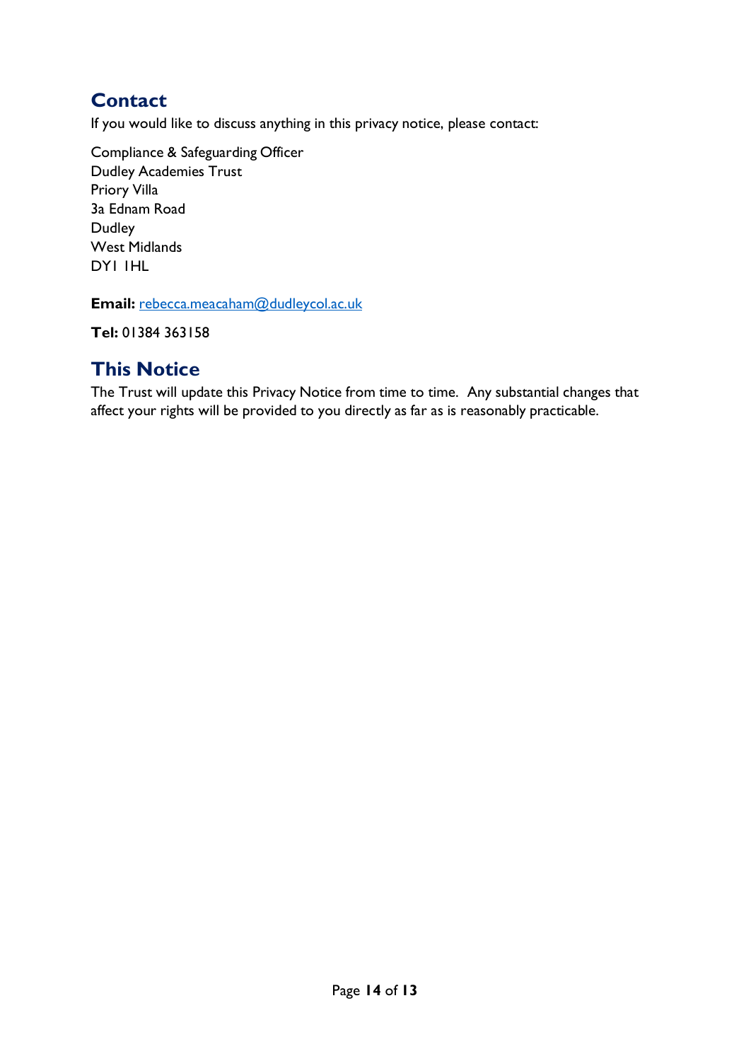## Contact

If you would like to discuss anything in this privacy notice, please contact:

Compliance & Safeguarding Officer
Dudley Academies Trust
Priory Villa
3a Ednam Road
Dudley
West Midlands
DY1 1HL

**Email:** rebecca.meacaham@dudleycol.ac.uk

**Tel:** 01384 363158

## This Notice

The Trust will update this Privacy Notice from time to time. Any substantial changes that affect your rights will be provided to you directly as far as is reasonably practicable.